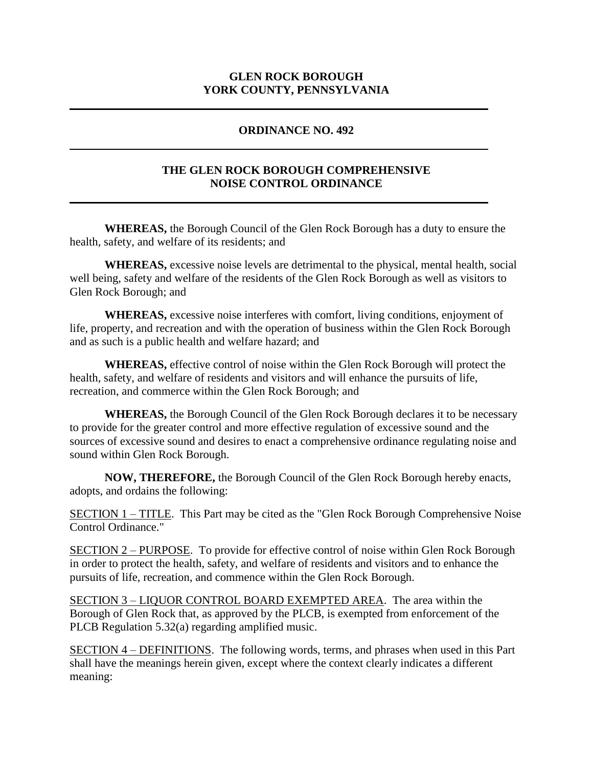# GLEN ROCK BOROUGH
# YORK COUNTY, PENNSYLVANIA

---

## ORDINANCE NO. 492

---

## THE GLEN ROCK BOROUGH COMPREHENSIVE NOISE CONTROL ORDINANCE

---

**WHEREAS,** the Borough Council of the Glen Rock Borough has a duty to ensure the health, safety, and welfare of its residents; and

**WHEREAS,** excessive noise levels are detrimental to the physical, mental health, social well being, safety and welfare of the residents of the Glen Rock Borough as well as visitors to Glen Rock Borough; and

**WHEREAS,** excessive noise interferes with comfort, living conditions, enjoyment of life, property, and recreation and with the operation of business within the Glen Rock Borough and as such is a public health and welfare hazard; and

**WHEREAS,** effective control of noise within the Glen Rock Borough will protect the health, safety, and welfare of residents and visitors and will enhance the pursuits of life, recreation, and commerce within the Glen Rock Borough; and

**WHEREAS,** the Borough Council of the Glen Rock Borough declares it to be necessary to provide for the greater control and more effective regulation of excessive sound and the sources of excessive sound and desires to enact a comprehensive ordinance regulating noise and sound within Glen Rock Borough.

**NOW, THEREFORE,** the Borough Council of the Glen Rock Borough hereby enacts, adopts, and ordains the following:

SECTION 1 – TITLE. This Part may be cited as the "Glen Rock Borough Comprehensive Noise Control Ordinance."

SECTION 2 – PURPOSE. To provide for effective control of noise within Glen Rock Borough in order to protect the health, safety, and welfare of residents and visitors and to enhance the pursuits of life, recreation, and commence within the Glen Rock Borough.

SECTION 3 – LIQUOR CONTROL BOARD EXEMPTED AREA. The area within the Borough of Glen Rock that, as approved by the PLCB, is exempted from enforcement of the PLCB Regulation 5.32(a) regarding amplified music.

SECTION 4 – DEFINITIONS. The following words, terms, and phrases when used in this Part shall have the meanings herein given, except where the context clearly indicates a different meaning: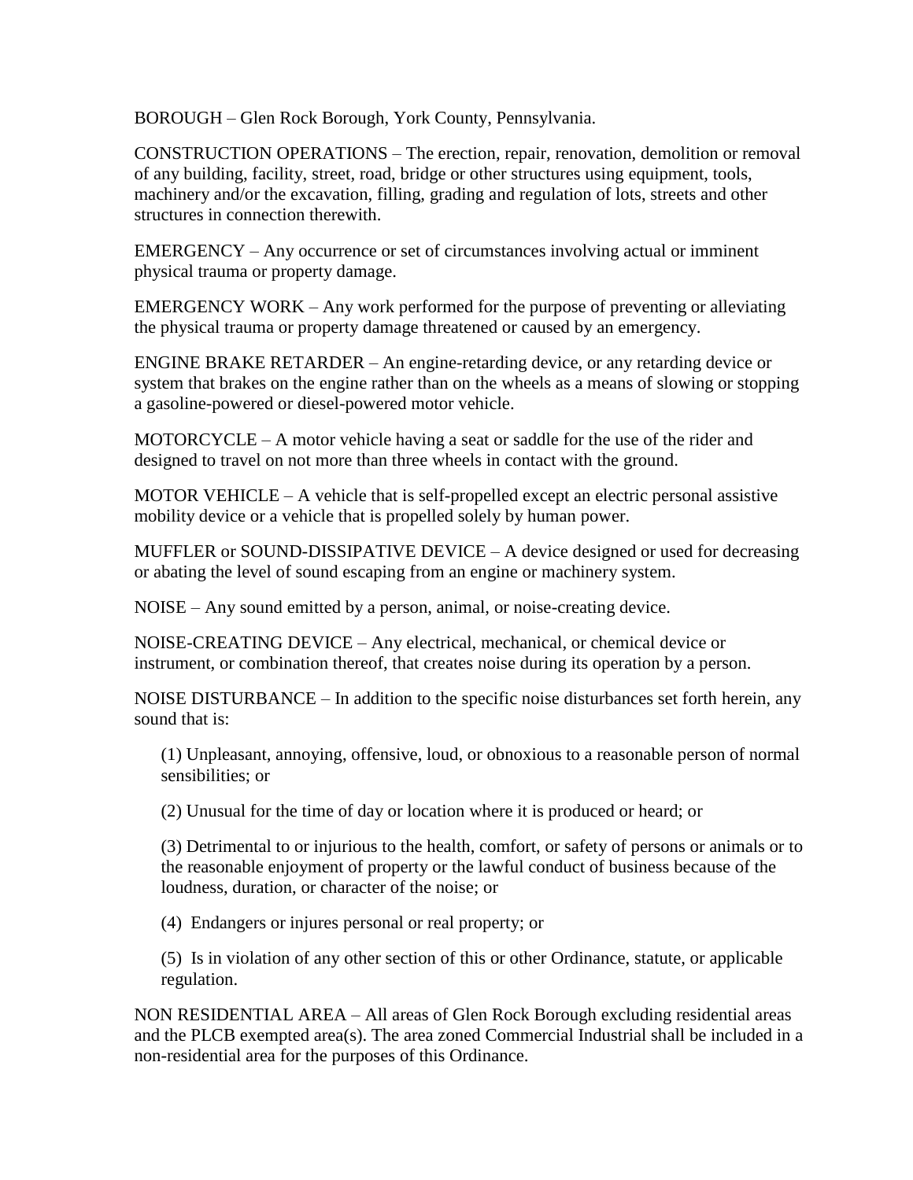BOROUGH – Glen Rock Borough, York County, Pennsylvania.

CONSTRUCTION OPERATIONS – The erection, repair, renovation, demolition or removal of any building, facility, street, road, bridge or other structures using equipment, tools, machinery and/or the excavation, filling, grading and regulation of lots, streets and other structures in connection therewith.

EMERGENCY – Any occurrence or set of circumstances involving actual or imminent physical trauma or property damage.

EMERGENCY WORK – Any work performed for the purpose of preventing or alleviating the physical trauma or property damage threatened or caused by an emergency.

ENGINE BRAKE RETARDER – An engine-retarding device, or any retarding device or system that brakes on the engine rather than on the wheels as a means of slowing or stopping a gasoline-powered or diesel-powered motor vehicle.

MOTORCYCLE – A motor vehicle having a seat or saddle for the use of the rider and designed to travel on not more than three wheels in contact with the ground.

MOTOR VEHICLE – A vehicle that is self-propelled except an electric personal assistive mobility device or a vehicle that is propelled solely by human power.

MUFFLER or SOUND-DISSIPATIVE DEVICE – A device designed or used for decreasing or abating the level of sound escaping from an engine or machinery system.

NOISE – Any sound emitted by a person, animal, or noise-creating device.

NOISE-CREATING DEVICE – Any electrical, mechanical, or chemical device or instrument, or combination thereof, that creates noise during its operation by a person.

NOISE DISTURBANCE – In addition to the specific noise disturbances set forth herein, any sound that is:

(1) Unpleasant, annoying, offensive, loud, or obnoxious to a reasonable person of normal sensibilities; or

(2) Unusual for the time of day or location where it is produced or heard; or

(3) Detrimental to or injurious to the health, comfort, or safety of persons or animals or to the reasonable enjoyment of property or the lawful conduct of business because of the loudness, duration, or character of the noise; or

(4) Endangers or injures personal or real property; or

(5) Is in violation of any other section of this or other Ordinance, statute, or applicable regulation.

NON RESIDENTIAL AREA – All areas of Glen Rock Borough excluding residential areas and the PLCB exempted area(s). The area zoned Commercial Industrial shall be included in a non-residential area for the purposes of this Ordinance.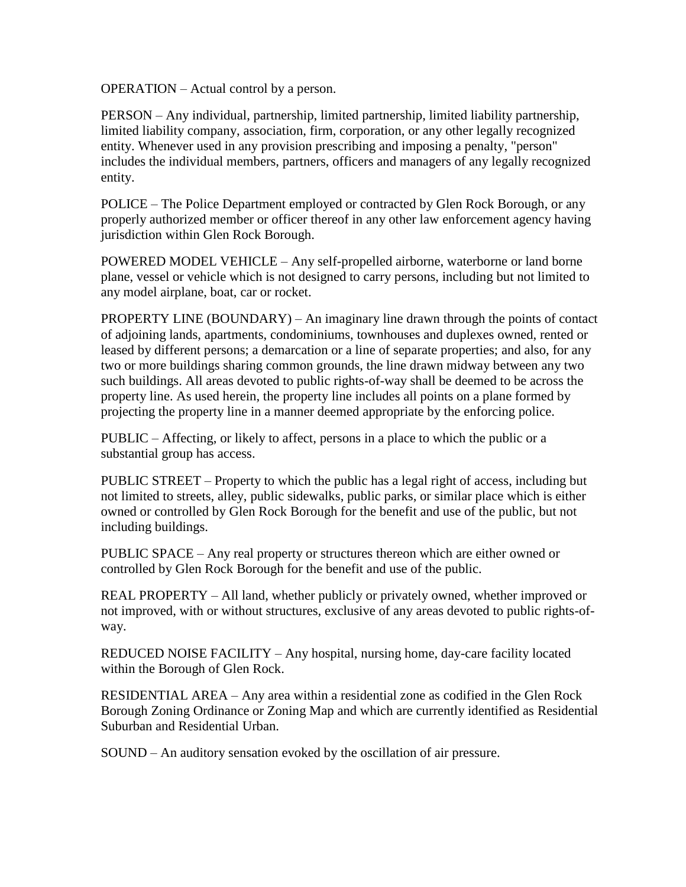OPERATION – Actual control by a person.

PERSON – Any individual, partnership, limited partnership, limited liability partnership, limited liability company, association, firm, corporation, or any other legally recognized entity. Whenever used in any provision prescribing and imposing a penalty, "person" includes the individual members, partners, officers and managers of any legally recognized entity.

POLICE – The Police Department employed or contracted by Glen Rock Borough, or any properly authorized member or officer thereof in any other law enforcement agency having jurisdiction within Glen Rock Borough.

POWERED MODEL VEHICLE – Any self-propelled airborne, waterborne or land borne plane, vessel or vehicle which is not designed to carry persons, including but not limited to any model airplane, boat, car or rocket.

PROPERTY LINE (BOUNDARY) – An imaginary line drawn through the points of contact of adjoining lands, apartments, condominiums, townhouses and duplexes owned, rented or leased by different persons; a demarcation or a line of separate properties; and also, for any two or more buildings sharing common grounds, the line drawn midway between any two such buildings. All areas devoted to public rights-of-way shall be deemed to be across the property line. As used herein, the property line includes all points on a plane formed by projecting the property line in a manner deemed appropriate by the enforcing police.

PUBLIC – Affecting, or likely to affect, persons in a place to which the public or a substantial group has access.

PUBLIC STREET – Property to which the public has a legal right of access, including but not limited to streets, alley, public sidewalks, public parks, or similar place which is either owned or controlled by Glen Rock Borough for the benefit and use of the public, but not including buildings.

PUBLIC SPACE – Any real property or structures thereon which are either owned or controlled by Glen Rock Borough for the benefit and use of the public.

REAL PROPERTY – All land, whether publicly or privately owned, whether improved or not improved, with or without structures, exclusive of any areas devoted to public rights-of-way.

REDUCED NOISE FACILITY – Any hospital, nursing home, day-care facility located within the Borough of Glen Rock.

RESIDENTIAL AREA – Any area within a residential zone as codified in the Glen Rock Borough Zoning Ordinance or Zoning Map and which are currently identified as Residential Suburban and Residential Urban.

SOUND – An auditory sensation evoked by the oscillation of air pressure.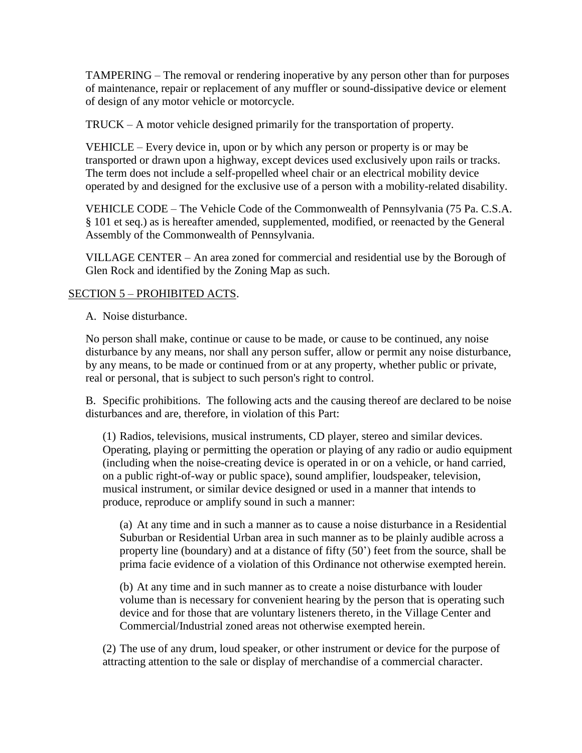TAMPERING – The removal or rendering inoperative by any person other than for purposes of maintenance, repair or replacement of any muffler or sound-dissipative device or element of design of any motor vehicle or motorcycle.

TRUCK – A motor vehicle designed primarily for the transportation of property.

VEHICLE – Every device in, upon or by which any person or property is or may be transported or drawn upon a highway, except devices used exclusively upon rails or tracks. The term does not include a self-propelled wheel chair or an electrical mobility device operated by and designed for the exclusive use of a person with a mobility-related disability.

VEHICLE CODE – The Vehicle Code of the Commonwealth of Pennsylvania (75 Pa. C.S.A. § 101 et seq.) as is hereafter amended, supplemented, modified, or reenacted by the General Assembly of the Commonwealth of Pennsylvania.

VILLAGE CENTER – An area zoned for commercial and residential use by the Borough of Glen Rock and identified by the Zoning Map as such.

SECTION 5 – PROHIBITED ACTS.

A. Noise disturbance.

No person shall make, continue or cause to be made, or cause to be continued, any noise disturbance by any means, nor shall any person suffer, allow or permit any noise disturbance, by any means, to be made or continued from or at any property, whether public or private, real or personal, that is subject to such person's right to control.

B. Specific prohibitions. The following acts and the causing thereof are declared to be noise disturbances and are, therefore, in violation of this Part:

(1) Radios, televisions, musical instruments, CD player, stereo and similar devices. Operating, playing or permitting the operation or playing of any radio or audio equipment (including when the noise-creating device is operated in or on a vehicle, or hand carried, on a public right-of-way or public space), sound amplifier, loudspeaker, television, musical instrument, or similar device designed or used in a manner that intends to produce, reproduce or amplify sound in such a manner:

(a) At any time and in such a manner as to cause a noise disturbance in a Residential Suburban or Residential Urban area in such manner as to be plainly audible across a property line (boundary) and at a distance of fifty (50') feet from the source, shall be prima facie evidence of a violation of this Ordinance not otherwise exempted herein.

(b) At any time and in such manner as to create a noise disturbance with louder volume than is necessary for convenient hearing by the person that is operating such device and for those that are voluntary listeners thereto, in the Village Center and Commercial/Industrial zoned areas not otherwise exempted herein.

(2) The use of any drum, loud speaker, or other instrument or device for the purpose of attracting attention to the sale or display of merchandise of a commercial character.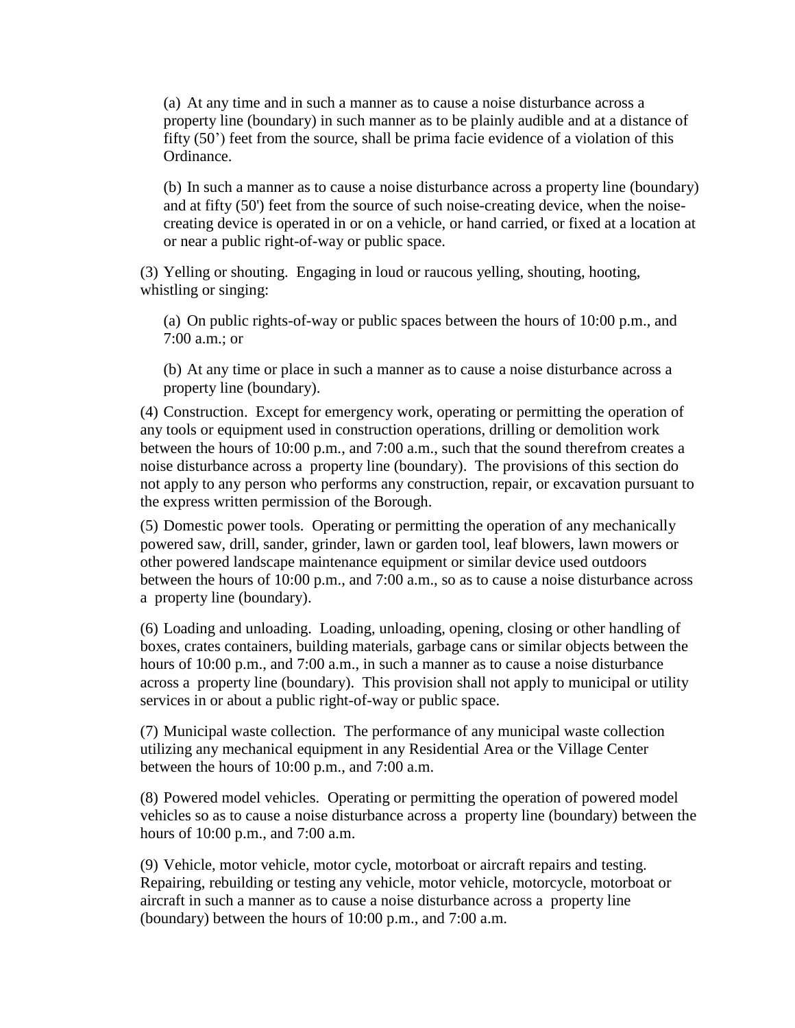(a) At any time and in such a manner as to cause a noise disturbance across a property line (boundary) in such manner as to be plainly audible and at a distance of fifty (50') feet from the source, shall be prima facie evidence of a violation of this Ordinance.

(b) In such a manner as to cause a noise disturbance across a property line (boundary) and at fifty (50') feet from the source of such noise-creating device, when the noise-creating device is operated in or on a vehicle, or hand carried, or fixed at a location at or near a public right-of-way or public space.

(3) Yelling or shouting. Engaging in loud or raucous yelling, shouting, hooting, whistling or singing:

(a) On public rights-of-way or public spaces between the hours of 10:00 p.m., and 7:00 a.m.; or

(b) At any time or place in such a manner as to cause a noise disturbance across a property line (boundary).

(4) Construction. Except for emergency work, operating or permitting the operation of any tools or equipment used in construction operations, drilling or demolition work between the hours of 10:00 p.m., and 7:00 a.m., such that the sound therefrom creates a noise disturbance across a property line (boundary). The provisions of this section do not apply to any person who performs any construction, repair, or excavation pursuant to the express written permission of the Borough.

(5) Domestic power tools. Operating or permitting the operation of any mechanically powered saw, drill, sander, grinder, lawn or garden tool, leaf blowers, lawn mowers or other powered landscape maintenance equipment or similar device used outdoors between the hours of 10:00 p.m., and 7:00 a.m., so as to cause a noise disturbance across a property line (boundary).

(6) Loading and unloading. Loading, unloading, opening, closing or other handling of boxes, crates containers, building materials, garbage cans or similar objects between the hours of 10:00 p.m., and 7:00 a.m., in such a manner as to cause a noise disturbance across a property line (boundary). This provision shall not apply to municipal or utility services in or about a public right-of-way or public space.

(7) Municipal waste collection. The performance of any municipal waste collection utilizing any mechanical equipment in any Residential Area or the Village Center between the hours of 10:00 p.m., and 7:00 a.m.

(8) Powered model vehicles. Operating or permitting the operation of powered model vehicles so as to cause a noise disturbance across a property line (boundary) between the hours of 10:00 p.m., and 7:00 a.m.

(9) Vehicle, motor vehicle, motor cycle, motorboat or aircraft repairs and testing. Repairing, rebuilding or testing any vehicle, motor vehicle, motorcycle, motorboat or aircraft in such a manner as to cause a noise disturbance across a property line (boundary) between the hours of 10:00 p.m., and 7:00 a.m.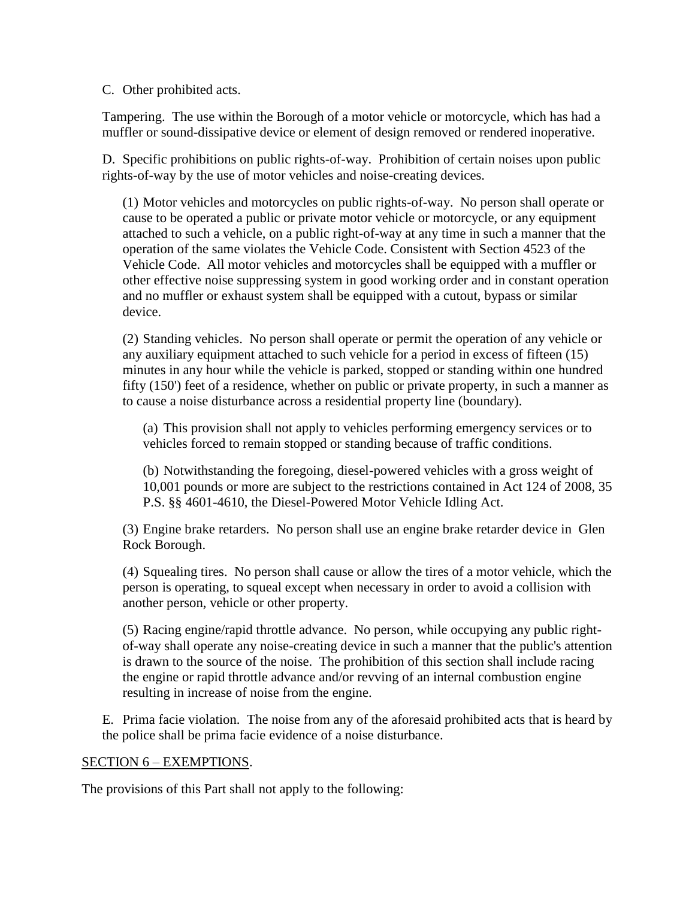C. Other prohibited acts.

Tampering. The use within the Borough of a motor vehicle or motorcycle, which has had a muffler or sound-dissipative device or element of design removed or rendered inoperative.

D. Specific prohibitions on public rights-of-way. Prohibition of certain noises upon public rights-of-way by the use of motor vehicles and noise-creating devices.

(1) Motor vehicles and motorcycles on public rights-of-way. No person shall operate or cause to be operated a public or private motor vehicle or motorcycle, or any equipment attached to such a vehicle, on a public right-of-way at any time in such a manner that the operation of the same violates the Vehicle Code. Consistent with Section 4523 of the Vehicle Code. All motor vehicles and motorcycles shall be equipped with a muffler or other effective noise suppressing system in good working order and in constant operation and no muffler or exhaust system shall be equipped with a cutout, bypass or similar device.

(2) Standing vehicles. No person shall operate or permit the operation of any vehicle or any auxiliary equipment attached to such vehicle for a period in excess of fifteen (15) minutes in any hour while the vehicle is parked, stopped or standing within one hundred fifty (150') feet of a residence, whether on public or private property, in such a manner as to cause a noise disturbance across a residential property line (boundary).

(a) This provision shall not apply to vehicles performing emergency services or to vehicles forced to remain stopped or standing because of traffic conditions.

(b) Notwithstanding the foregoing, diesel-powered vehicles with a gross weight of 10,001 pounds or more are subject to the restrictions contained in Act 124 of 2008, 35 P.S. §§ 4601-4610, the Diesel-Powered Motor Vehicle Idling Act.

(3) Engine brake retarders. No person shall use an engine brake retarder device in Glen Rock Borough.

(4) Squealing tires. No person shall cause or allow the tires of a motor vehicle, which the person is operating, to squeal except when necessary in order to avoid a collision with another person, vehicle or other property.

(5) Racing engine/rapid throttle advance. No person, while occupying any public right-of-way shall operate any noise-creating device in such a manner that the public's attention is drawn to the source of the noise. The prohibition of this section shall include racing the engine or rapid throttle advance and/or revving of an internal combustion engine resulting in increase of noise from the engine.

E. Prima facie violation. The noise from any of the aforesaid prohibited acts that is heard by the police shall be prima facie evidence of a noise disturbance.

SECTION 6 – EXEMPTIONS.

The provisions of this Part shall not apply to the following: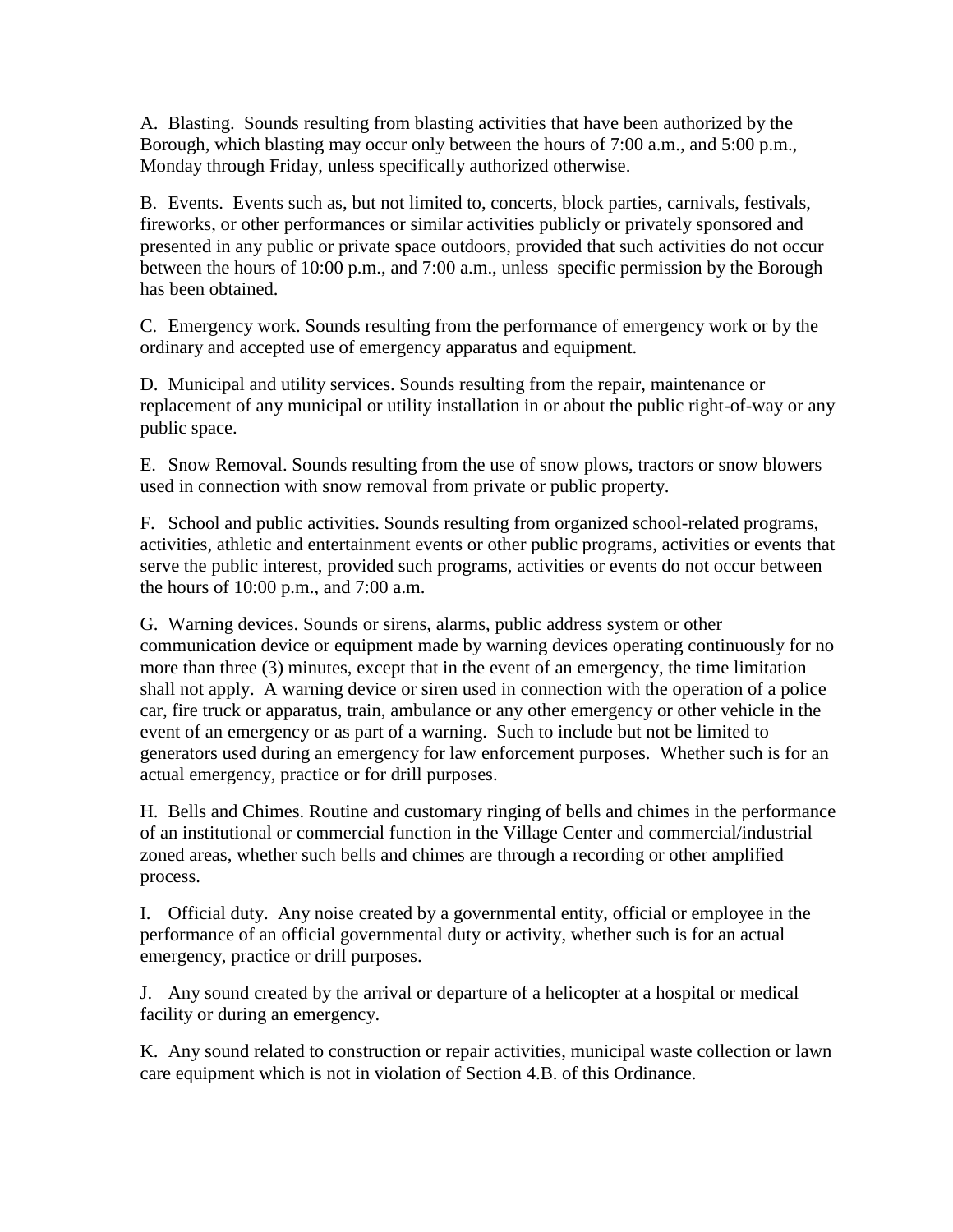A. Blasting. Sounds resulting from blasting activities that have been authorized by the Borough, which blasting may occur only between the hours of 7:00 a.m., and 5:00 p.m., Monday through Friday, unless specifically authorized otherwise.

B. Events. Events such as, but not limited to, concerts, block parties, carnivals, festivals, fireworks, or other performances or similar activities publicly or privately sponsored and presented in any public or private space outdoors, provided that such activities do not occur between the hours of 10:00 p.m., and 7:00 a.m., unless specific permission by the Borough has been obtained.

C. Emergency work. Sounds resulting from the performance of emergency work or by the ordinary and accepted use of emergency apparatus and equipment.

D. Municipal and utility services. Sounds resulting from the repair, maintenance or replacement of any municipal or utility installation in or about the public right-of-way or any public space.

E. Snow Removal. Sounds resulting from the use of snow plows, tractors or snow blowers used in connection with snow removal from private or public property.

F. School and public activities. Sounds resulting from organized school-related programs, activities, athletic and entertainment events or other public programs, activities or events that serve the public interest, provided such programs, activities or events do not occur between the hours of 10:00 p.m., and 7:00 a.m.

G. Warning devices. Sounds or sirens, alarms, public address system or other communication device or equipment made by warning devices operating continuously for no more than three (3) minutes, except that in the event of an emergency, the time limitation shall not apply. A warning device or siren used in connection with the operation of a police car, fire truck or apparatus, train, ambulance or any other emergency or other vehicle in the event of an emergency or as part of a warning. Such to include but not be limited to generators used during an emergency for law enforcement purposes. Whether such is for an actual emergency, practice or for drill purposes.

H. Bells and Chimes. Routine and customary ringing of bells and chimes in the performance of an institutional or commercial function in the Village Center and commercial/industrial zoned areas, whether such bells and chimes are through a recording or other amplified process.

I. Official duty. Any noise created by a governmental entity, official or employee in the performance of an official governmental duty or activity, whether such is for an actual emergency, practice or drill purposes.

J. Any sound created by the arrival or departure of a helicopter at a hospital or medical facility or during an emergency.

K. Any sound related to construction or repair activities, municipal waste collection or lawn care equipment which is not in violation of Section 4.B. of this Ordinance.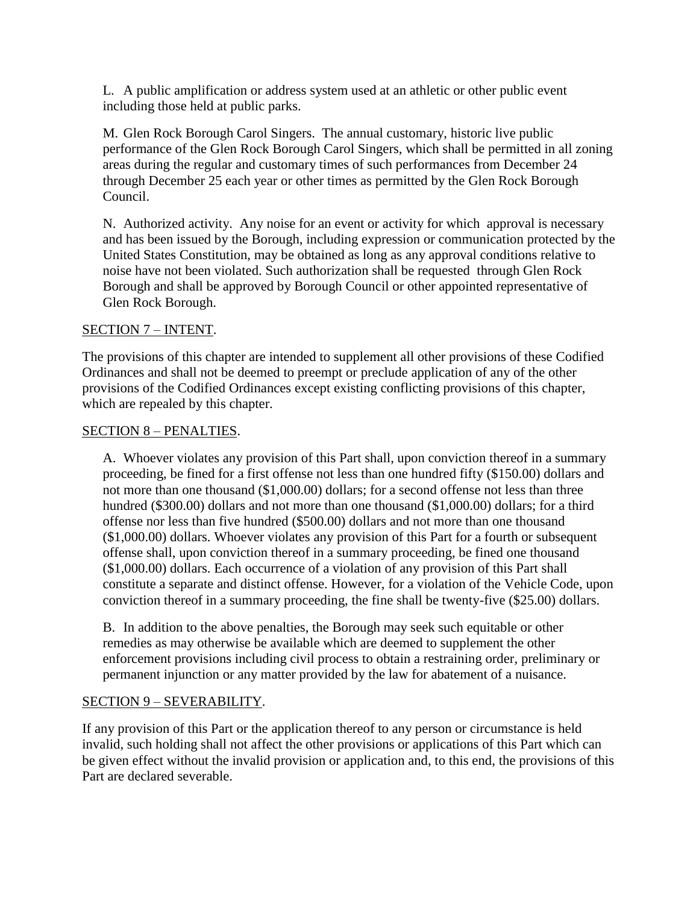L. A public amplification or address system used at an athletic or other public event including those held at public parks.

M. Glen Rock Borough Carol Singers. The annual customary, historic live public performance of the Glen Rock Borough Carol Singers, which shall be permitted in all zoning areas during the regular and customary times of such performances from December 24 through December 25 each year or other times as permitted by the Glen Rock Borough Council.

N. Authorized activity. Any noise for an event or activity for which approval is necessary and has been issued by the Borough, including expression or communication protected by the United States Constitution, may be obtained as long as any approval conditions relative to noise have not been violated. Such authorization shall be requested through Glen Rock Borough and shall be approved by Borough Council or other appointed representative of Glen Rock Borough.

## SECTION 7 – INTENT.

The provisions of this chapter are intended to supplement all other provisions of these Codified Ordinances and shall not be deemed to preempt or preclude application of any of the other provisions of the Codified Ordinances except existing conflicting provisions of this chapter, which are repealed by this chapter.

## SECTION 8 – PENALTIES.

A. Whoever violates any provision of this Part shall, upon conviction thereof in a summary proceeding, be fined for a first offense not less than one hundred fifty ($150.00) dollars and not more than one thousand ($1,000.00) dollars; for a second offense not less than three hundred ($300.00) dollars and not more than one thousand ($1,000.00) dollars; for a third offense nor less than five hundred ($500.00) dollars and not more than one thousand ($1,000.00) dollars. Whoever violates any provision of this Part for a fourth or subsequent offense shall, upon conviction thereof in a summary proceeding, be fined one thousand ($1,000.00) dollars. Each occurrence of a violation of any provision of this Part shall constitute a separate and distinct offense. However, for a violation of the Vehicle Code, upon conviction thereof in a summary proceeding, the fine shall be twenty-five ($25.00) dollars.

B. In addition to the above penalties, the Borough may seek such equitable or other remedies as may otherwise be available which are deemed to supplement the other enforcement provisions including civil process to obtain a restraining order, preliminary or permanent injunction or any matter provided by the law for abatement of a nuisance.

## SECTION 9 – SEVERABILITY.

If any provision of this Part or the application thereof to any person or circumstance is held invalid, such holding shall not affect the other provisions or applications of this Part which can be given effect without the invalid provision or application and, to this end, the provisions of this Part are declared severable.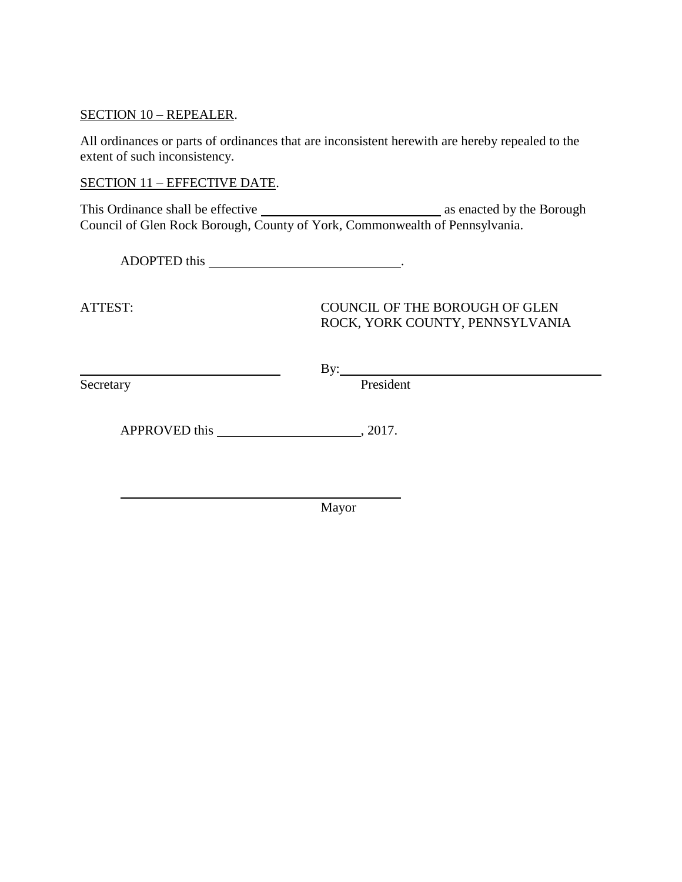SECTION 10 – REPEALER.

All ordinances or parts of ordinances that are inconsistent herewith are hereby repealed to the extent of such inconsistency.

SECTION 11 – EFFECTIVE DATE.

This Ordinance shall be effective \_\_\_\_\_\_\_\_\_\_\_\_\_\_\_\_\_\_\_\_\_\_\_\_\_\_ as enacted by the Borough Council of Glen Rock Borough, County of York, Commonwealth of Pennsylvania.

ADOPTED this \_\_\_\_\_\_\_\_\_\_\_\_\_\_\_\_\_\_\_\_\_\_\_\_\_\_\_\_.

ATTEST:

COUNCIL OF THE BOROUGH OF GLEN ROCK, YORK COUNTY, PENNSYLVANIA

\_\_\_\_\_\_\_\_\_\_\_\_\_\_\_\_\_\_\_\_\_\_\_\_\_\_\_\_\_\_
Secretary

By: \_\_\_\_\_\_\_\_\_\_\_\_\_\_\_\_\_\_\_\_\_\_\_\_\_\_\_\_\_\_\_\_\_\_\_\_\_\_\_\_
President

APPROVED this \_\_\_\_\_\_\_\_\_\_\_\_\_\_\_\_\_\_\_\_\_, 2017.

\_\_\_\_\_\_\_\_\_\_\_\_\_\_\_\_\_\_\_\_\_\_\_\_\_\_\_\_\_\_\_\_\_\_\_\_\_\_\_\_\_\_
Mayor